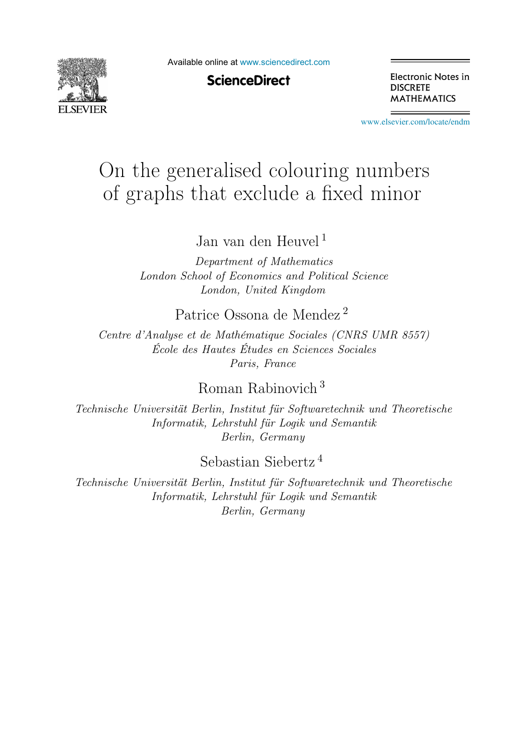# On the generalised colouring numbers of graphs that exclude a fixed minor

Jan van den Heuvel [1]

*Department of Mathematics*
*London School of Economics and Political Science*
*London, United Kingdom*

Patrice Ossona de Mendez [2]

*Centre d'Analyse et de Mathématique Sociales (CNRS UMR 8557)*
*École des Hautes Études en Sciences Sociales*
*Paris, France*

Roman Rabinovich [3]

*Technische Universität Berlin, Institut für Softwaretechnik und Theoretische Informatik, Lehrstuhl für Logik und Semantik*
*Berlin, Germany*

Sebastian Siebertz [4]

*Technische Universität Berlin, Institut für Softwaretechnik und Theoretische Informatik, Lehrstuhl für Logik und Semantik*
*Berlin, Germany*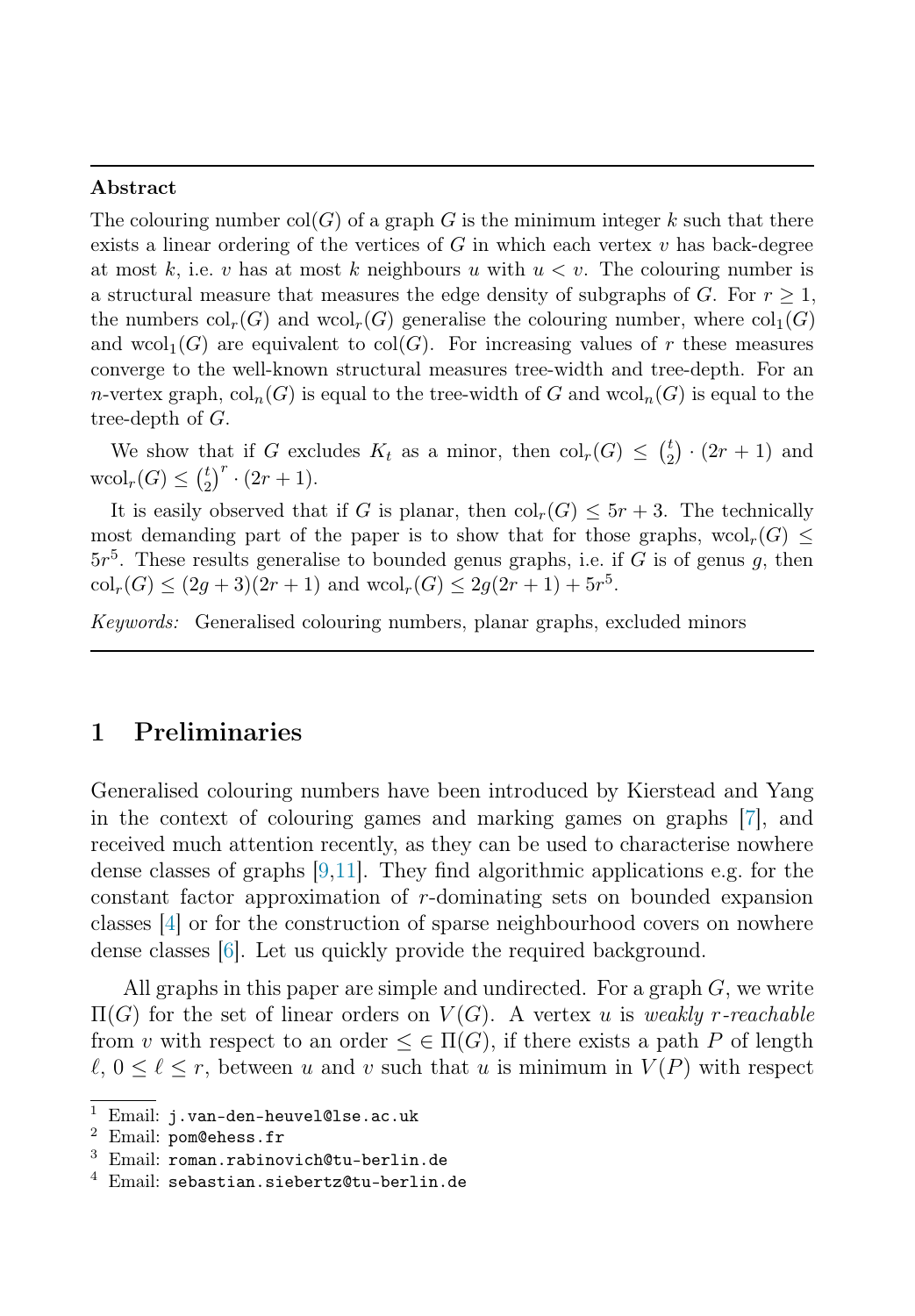**Abstract**

The colouring number $\mathrm{col}(G)$ of a graph $G$ is the minimum integer $k$ such that there exists a linear ordering of the vertices of $G$ in which each vertex $v$ has back-degree at most $k$, i.e. $v$ has at most $k$ neighbours $u$ with $u < v$. The colouring number is a structural measure that measures the edge density of subgraphs of $G$. For $r \geq 1$, the numbers $\mathrm{col}_r(G)$ and $\mathrm{wcol}_r(G)$ generalise the colouring number, where $\mathrm{col}_1(G)$ and $\mathrm{wcol}_1(G)$ are equivalent to $\mathrm{col}(G)$. For increasing values of $r$ these measures converge to the well-known structural measures tree-width and tree-depth. For an $n$-vertex graph, $\mathrm{col}_n(G)$ is equal to the tree-width of $G$ and $\mathrm{wcol}_n(G)$ is equal to the tree-depth of $G$.

We show that if $G$ excludes $K_t$ as a minor, then $\mathrm{col}_r(G) \leq \binom{t}{2} \cdot (2r+1)$ and $\mathrm{wcol}_r(G) \leq \binom{t}{2}^r \cdot (2r+1)$.

It is easily observed that if $G$ is planar, then $\mathrm{col}_r(G) \leq 5r+3$. The technically most demanding part of the paper is to show that for those graphs, $\mathrm{wcol}_r(G) \leq 5r^5$. These results generalise to bounded genus graphs, i.e. if $G$ is of genus $g$, then $\mathrm{col}_r(G) \leq (2g+3)(2r+1)$ and $\mathrm{wcol}_r(G) \leq 2g(2r+1) + 5r^5$.

*Keywords:* Generalised colouring numbers, planar graphs, excluded minors

## 1 Preliminaries

Generalised colouring numbers have been introduced by Kierstead and Yang in the context of colouring games and marking games on graphs [7], and received much attention recently, as they can be used to characterise nowhere dense classes of graphs [9,11]. They find algorithmic applications e.g. for the constant factor approximation of $r$-dominating sets on bounded expansion classes [4] or for the construction of sparse neighbourhood covers on nowhere dense classes [6]. Let us quickly provide the required background.

All graphs in this paper are simple and undirected. For a graph $G$, we write $\Pi(G)$ for the set of linear orders on $V(G)$. A vertex $u$ is *weakly $r$-reachable* from $v$ with respect to an order $\leq \in \Pi(G)$, if there exists a path $P$ of length $\ell$, $0 \leq \ell \leq r$, between $u$ and $v$ such that $u$ is minimum in $V(P)$ with respect

[1] Email: j.van-den-heuvel@lse.ac.uk
[2] Email: pom@ehess.fr
[3] Email: roman.rabinovich@tu-berlin.de
[4] Email: sebastian.siebertz@tu-berlin.de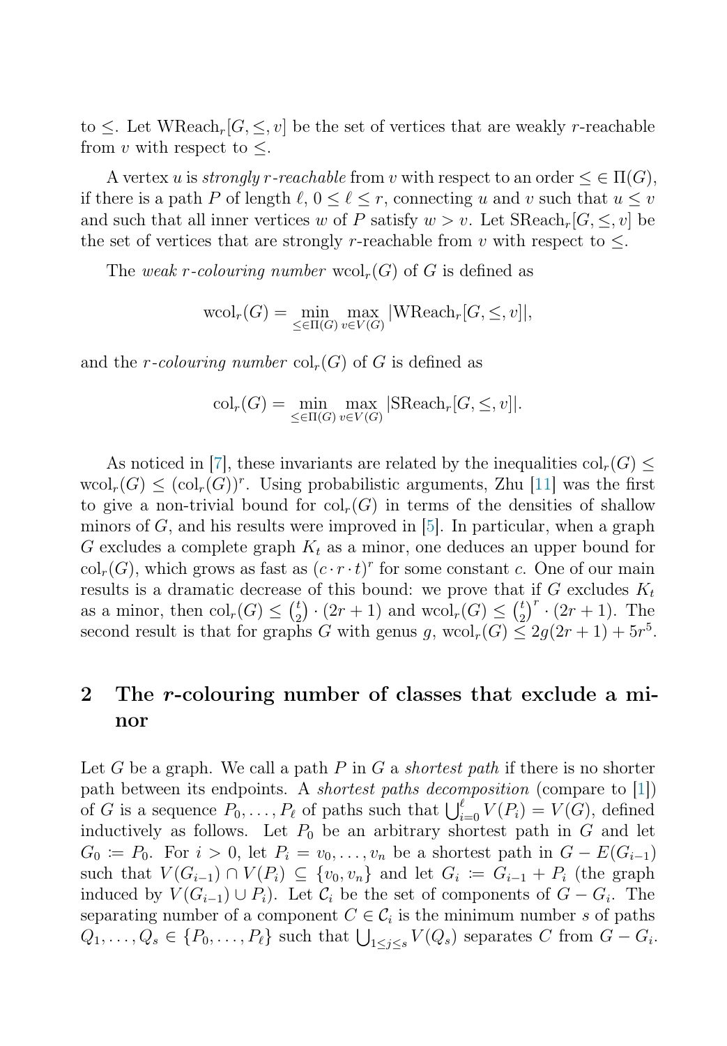to $\leq$. Let $\mathrm{WReach}_r[G, \leq, v]$ be the set of vertices that are weakly $r$-reachable from $v$ with respect to $\leq$.

A vertex $u$ is *strongly $r$-reachable* from $v$ with respect to an order $\leq \in \Pi(G)$, if there is a path $P$ of length $\ell$, $0 \leq \ell \leq r$, connecting $u$ and $v$ such that $u \leq v$ and such that all inner vertices $w$ of $P$ satisfy $w > v$. Let $\mathrm{SReach}_r[G, \leq, v]$ be the set of vertices that are strongly $r$-reachable from $v$ with respect to $\leq$.

The *weak $r$-colouring number* $\mathrm{wcol}_r(G)$ of $G$ is defined as

$$\mathrm{wcol}_r(G) = \min_{\leq \in \Pi(G)} \max_{v \in V(G)} |\mathrm{WReach}_r[G, \leq, v]|,$$

and the *$r$-colouring number* $\mathrm{col}_r(G)$ of $G$ is defined as

$$\mathrm{col}_r(G) = \min_{\leq \in \Pi(G)} \max_{v \in V(G)} |\mathrm{SReach}_r[G, \leq, v]|.$$

As noticed in [7], these invariants are related by the inequalities $\mathrm{col}_r(G) \leq \mathrm{wcol}_r(G) \leq (\mathrm{col}_r(G))^r$. Using probabilistic arguments, Zhu [11] was the first to give a non-trivial bound for $\mathrm{col}_r(G)$ in terms of the densities of shallow minors of $G$, and his results were improved in [5]. In particular, when a graph $G$ excludes a complete graph $K_t$ as a minor, one deduces an upper bound for $\mathrm{col}_r(G)$, which grows as fast as $(c \cdot r \cdot t)^r$ for some constant $c$. One of our main results is a dramatic decrease of this bound: we prove that if $G$ excludes $K_t$ as a minor, then $\mathrm{col}_r(G) \leq \binom{t}{2} \cdot (2r+1)$ and $\mathrm{wcol}_r(G) \leq \binom{t}{2}^r \cdot (2r+1)$. The second result is that for graphs $G$ with genus $g$, $\mathrm{wcol}_r(G) \leq 2g(2r+1) + 5r^5$.

## 2 The $r$-colouring number of classes that exclude a minor

Let $G$ be a graph. We call a path $P$ in $G$ a *shortest path* if there is no shorter path between its endpoints. A *shortest paths decomposition* (compare to [1]) of $G$ is a sequence $P_0, \ldots, P_\ell$ of paths such that $\bigcup_{i=0}^{\ell} V(P_i) = V(G)$, defined inductively as follows. Let $P_0$ be an arbitrary shortest path in $G$ and let $G_0 := P_0$. For $i > 0$, let $P_i = v_0, \ldots, v_n$ be a shortest path in $G - E(G_{i-1})$ such that $V(G_{i-1}) \cap V(P_i) \subseteq \{v_0, v_n\}$ and let $G_i := G_{i-1} + P_i$ (the graph induced by $V(G_{i-1}) \cup P_i$). Let $\mathcal{C}_i$ be the set of components of $G - G_i$. The separating number of a component $C \in \mathcal{C}_i$ is the minimum number $s$ of paths $Q_1, \ldots, Q_s \in \{P_0, \ldots, P_\ell\}$ such that $\bigcup_{1 \leq j \leq s} V(Q_s)$ separates $C$ from $G - G_i$.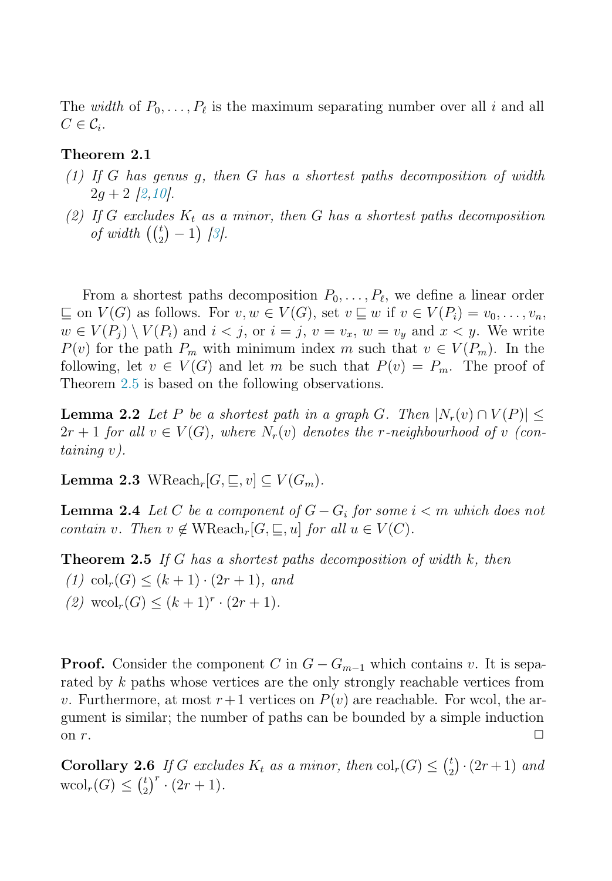The *width* of $P_0, \ldots, P_\ell$ is the maximum separating number over all $i$ and all $C \in \mathcal{C}_i$.

**Theorem 2.1**

*(1) If $G$ has genus $g$, then $G$ has a shortest paths decomposition of width $2g+2$ [2,10].*

*(2) If $G$ excludes $K_t$ as a minor, then $G$ has a shortest paths decomposition of width $\left(\binom{t}{2} - 1\right)$ [3].*

From a shortest paths decomposition $P_0, \ldots, P_\ell$, we define a linear order $\sqsubseteq$ on $V(G)$ as follows. For $v, w \in V(G)$, set $v \sqsubseteq w$ if $v \in V(P_i) = v_0, \ldots, v_n$, $w \in V(P_j) \setminus V(P_i)$ and $i < j$, or $i = j$, $v = v_x$, $w = v_y$ and $x < y$. We write $P(v)$ for the path $P_m$ with minimum index $m$ such that $v \in V(P_m)$. In the following, let $v \in V(G)$ and let $m$ be such that $P(v) = P_m$. The proof of Theorem 2.5 is based on the following observations.

**Lemma 2.2** *Let $P$ be a shortest path in a graph $G$. Then $|N_r(v) \cap V(P)| \leq 2r+1$ for all $v \in V(G)$, where $N_r(v)$ denotes the $r$-neighbourhood of $v$ (containing $v$).*

**Lemma 2.3** $\mathrm{WReach}_r[G, \sqsubseteq, v] \subseteq V(G_m)$.

**Lemma 2.4** *Let $C$ be a component of $G - G_i$ for some $i < m$ which does not contain $v$. Then $v \notin \mathrm{WReach}_r[G, \sqsubseteq, u]$ for all $u \in V(C)$.*

**Theorem 2.5** *If $G$ has a shortest paths decomposition of width $k$, then*

*(1) $\mathrm{col}_r(G) \leq (k+1) \cdot (2r+1)$, and*

*(2) $\mathrm{wcol}_r(G) \leq (k+1)^r \cdot (2r+1)$.*

**Proof.** Consider the component $C$ in $G - G_{m-1}$ which contains $v$. It is separated by $k$ paths whose vertices are the only strongly reachable vertices from $v$. Furthermore, at most $r+1$ vertices on $P(v)$ are reachable. For wcol, the argument is similar; the number of paths can be bounded by a simple induction on $r$. $\square$

**Corollary 2.6** *If $G$ excludes $K_t$ as a minor, then $\mathrm{col}_r(G) \leq \binom{t}{2} \cdot (2r+1)$ and $\mathrm{wcol}_r(G) \leq \binom{t}{2}^r \cdot (2r+1)$.*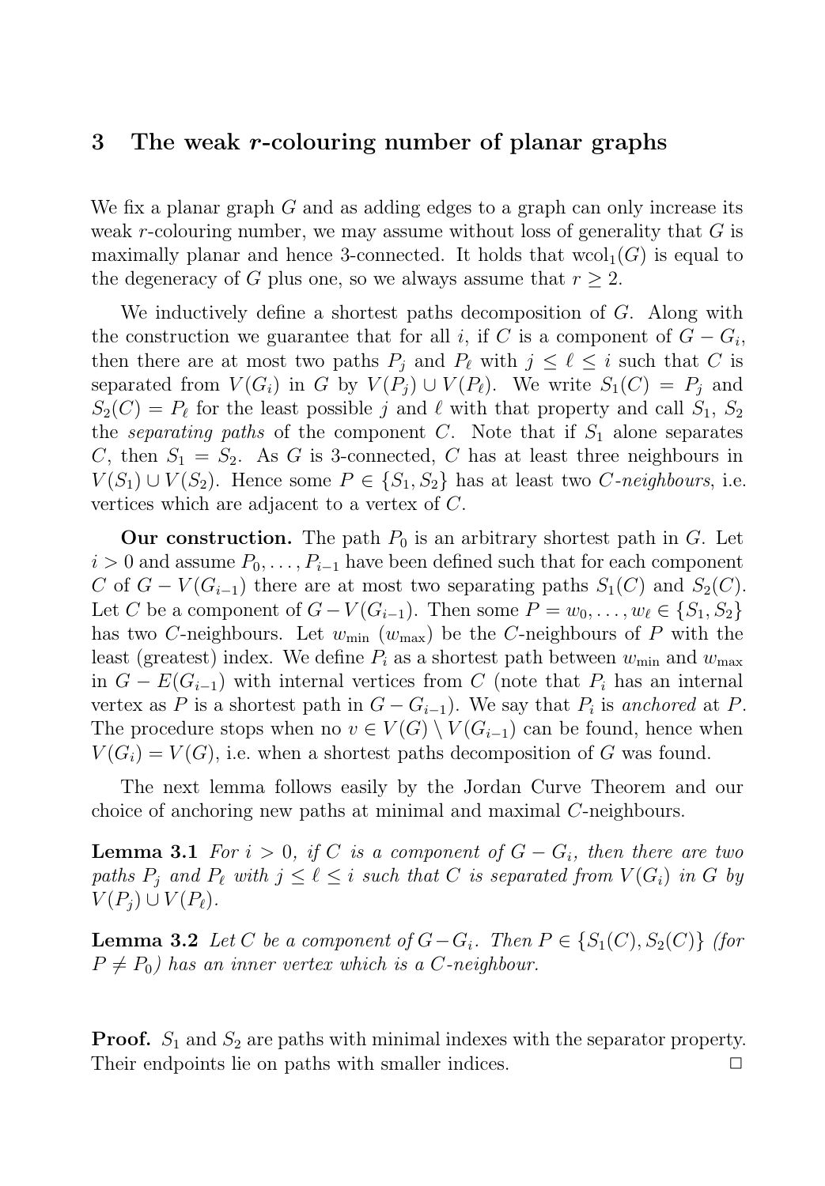## 3 The weak $r$-colouring number of planar graphs

We fix a planar graph $G$ and as adding edges to a graph can only increase its weak $r$-colouring number, we may assume without loss of generality that $G$ is maximally planar and hence 3-connected. It holds that $\mathrm{wcol}_1(G)$ is equal to the degeneracy of $G$ plus one, so we always assume that $r \geq 2$.

We inductively define a shortest paths decomposition of $G$. Along with the construction we guarantee that for all $i$, if $C$ is a component of $G - G_i$, then there are at most two paths $P_j$ and $P_\ell$ with $j \leq \ell \leq i$ such that $C$ is separated from $V(G_i)$ in $G$ by $V(P_j) \cup V(P_\ell)$. We write $S_1(C) = P_j$ and $S_2(C) = P_\ell$ for the least possible $j$ and $\ell$ with that property and call $S_1$, $S_2$ the *separating paths* of the component $C$. Note that if $S_1$ alone separates $C$, then $S_1 = S_2$. As $G$ is 3-connected, $C$ has at least three neighbours in $V(S_1) \cup V(S_2)$. Hence some $P \in \{S_1, S_2\}$ has at least two $C$-*neighbours*, i.e. vertices which are adjacent to a vertex of $C$.

**Our construction.** The path $P_0$ is an arbitrary shortest path in $G$. Let $i > 0$ and assume $P_0, \ldots, P_{i-1}$ have been defined such that for each component $C$ of $G - V(G_{i-1})$ there are at most two separating paths $S_1(C)$ and $S_2(C)$. Let $C$ be a component of $G - V(G_{i-1})$. Then some $P = w_0, \ldots, w_\ell \in \{S_1, S_2\}$ has two $C$-neighbours. Let $w_{\min}$ ($w_{\max}$) be the $C$-neighbours of $P$ with the least (greatest) index. We define $P_i$ as a shortest path between $w_{\min}$ and $w_{\max}$ in $G - E(G_{i-1})$ with internal vertices from $C$ (note that $P_i$ has an internal vertex as $P$ is a shortest path in $G - G_{i-1}$). We say that $P_i$ is *anchored* at $P$. The procedure stops when no $v \in V(G) \setminus V(G_{i-1})$ can be found, hence when $V(G_i) = V(G)$, i.e. when a shortest paths decomposition of $G$ was found.

The next lemma follows easily by the Jordan Curve Theorem and our choice of anchoring new paths at minimal and maximal $C$-neighbours.

**Lemma 3.1** *For $i > 0$, if $C$ is a component of $G - G_i$, then there are two paths $P_j$ and $P_\ell$ with $j \leq \ell \leq i$ such that $C$ is separated from $V(G_i)$ in $G$ by $V(P_j) \cup V(P_\ell)$.*

**Lemma 3.2** *Let $C$ be a component of $G - G_i$. Then $P \in \{S_1(C), S_2(C)\}$ (for $P \neq P_0$) has an inner vertex which is a $C$-neighbour.*

**Proof.** $S_1$ and $S_2$ are paths with minimal indexes with the separator property. Their endpoints lie on paths with smaller indices. □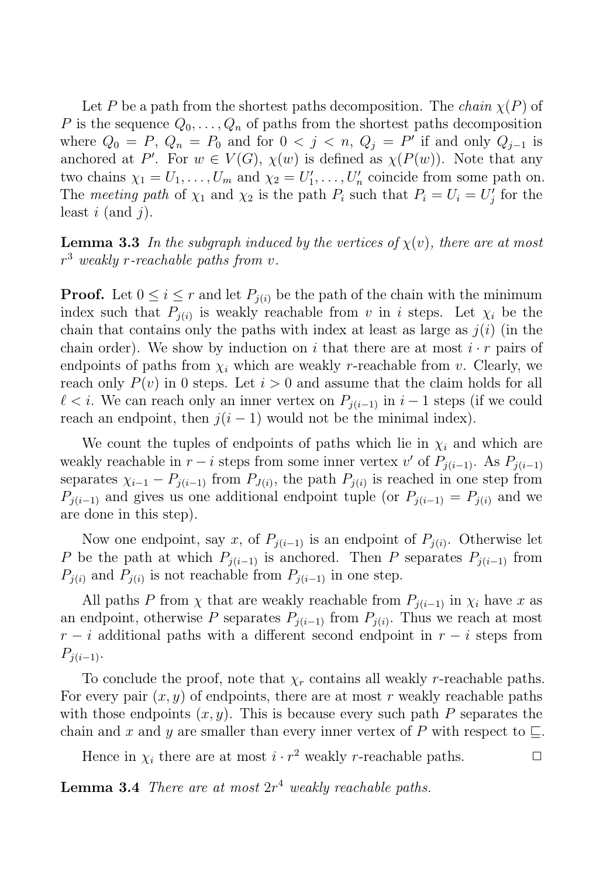Let $P$ be a path from the shortest paths decomposition. The *chain* $\chi(P)$ of $P$ is the sequence $Q_0, \ldots, Q_n$ of paths from the shortest paths decomposition where $Q_0 = P$, $Q_n = P_0$ and for $0 < j < n$, $Q_j = P'$ if and only $Q_{j-1}$ is anchored at $P'$. For $w \in V(G)$, $\chi(w)$ is defined as $\chi(P(w))$. Note that any two chains $\chi_1 = U_1, \ldots, U_m$ and $\chi_2 = U'_1, \ldots, U'_n$ coincide from some path on. The *meeting path* of $\chi_1$ and $\chi_2$ is the path $P_i$ such that $P_i = U_i = U'_j$ for the least $i$ (and $j$).

**Lemma 3.3** *In the subgraph induced by the vertices of $\chi(v)$, there are at most $r^3$ weakly $r$-reachable paths from $v$.*

**Proof.** Let $0 \leq i \leq r$ and let $P_{j(i)}$ be the path of the chain with the minimum index such that $P_{j(i)}$ is weakly reachable from $v$ in $i$ steps. Let $\chi_i$ be the chain that contains only the paths with index at least as large as $j(i)$ (in the chain order). We show by induction on $i$ that there are at most $i \cdot r$ pairs of endpoints of paths from $\chi_i$ which are weakly $r$-reachable from $v$. Clearly, we reach only $P(v)$ in 0 steps. Let $i > 0$ and assume that the claim holds for all $\ell < i$. We can reach only an inner vertex on $P_{j(i-1)}$ in $i-1$ steps (if we could reach an endpoint, then $j(i-1)$ would not be the minimal index).

We count the tuples of endpoints of paths which lie in $\chi_i$ and which are weakly reachable in $r-i$ steps from some inner vertex $v'$ of $P_{j(i-1)}$. As $P_{j(i-1)}$ separates $\chi_{i-1} - P_{j(i-1)}$ from $P_{J(i)}$, the path $P_{j(i)}$ is reached in one step from $P_{j(i-1)}$ and gives us one additional endpoint tuple (or $P_{j(i-1)} = P_{j(i)}$ and we are done in this step).

Now one endpoint, say $x$, of $P_{j(i-1)}$ is an endpoint of $P_{j(i)}$. Otherwise let $P$ be the path at which $P_{j(i-1)}$ is anchored. Then $P$ separates $P_{j(i-1)}$ from $P_{j(i)}$ and $P_{j(i)}$ is not reachable from $P_{j(i-1)}$ in one step.

All paths $P$ from $\chi$ that are weakly reachable from $P_{j(i-1)}$ in $\chi_i$ have $x$ as an endpoint, otherwise $P$ separates $P_{j(i-1)}$ from $P_{j(i)}$. Thus we reach at most $r-i$ additional paths with a different second endpoint in $r-i$ steps from $P_{j(i-1)}$.

To conclude the proof, note that $\chi_r$ contains all weakly $r$-reachable paths. For every pair $(x, y)$ of endpoints, there are at most $r$ weakly reachable paths with those endpoints $(x, y)$. This is because every such path $P$ separates the chain and $x$ and $y$ are smaller than every inner vertex of $P$ with respect to $\sqsubseteq$.

Hence in $\chi_i$ there are at most $i \cdot r^2$ weakly $r$-reachable paths. $\square$

**Lemma 3.4** *There are at most $2r^4$ weakly reachable paths.*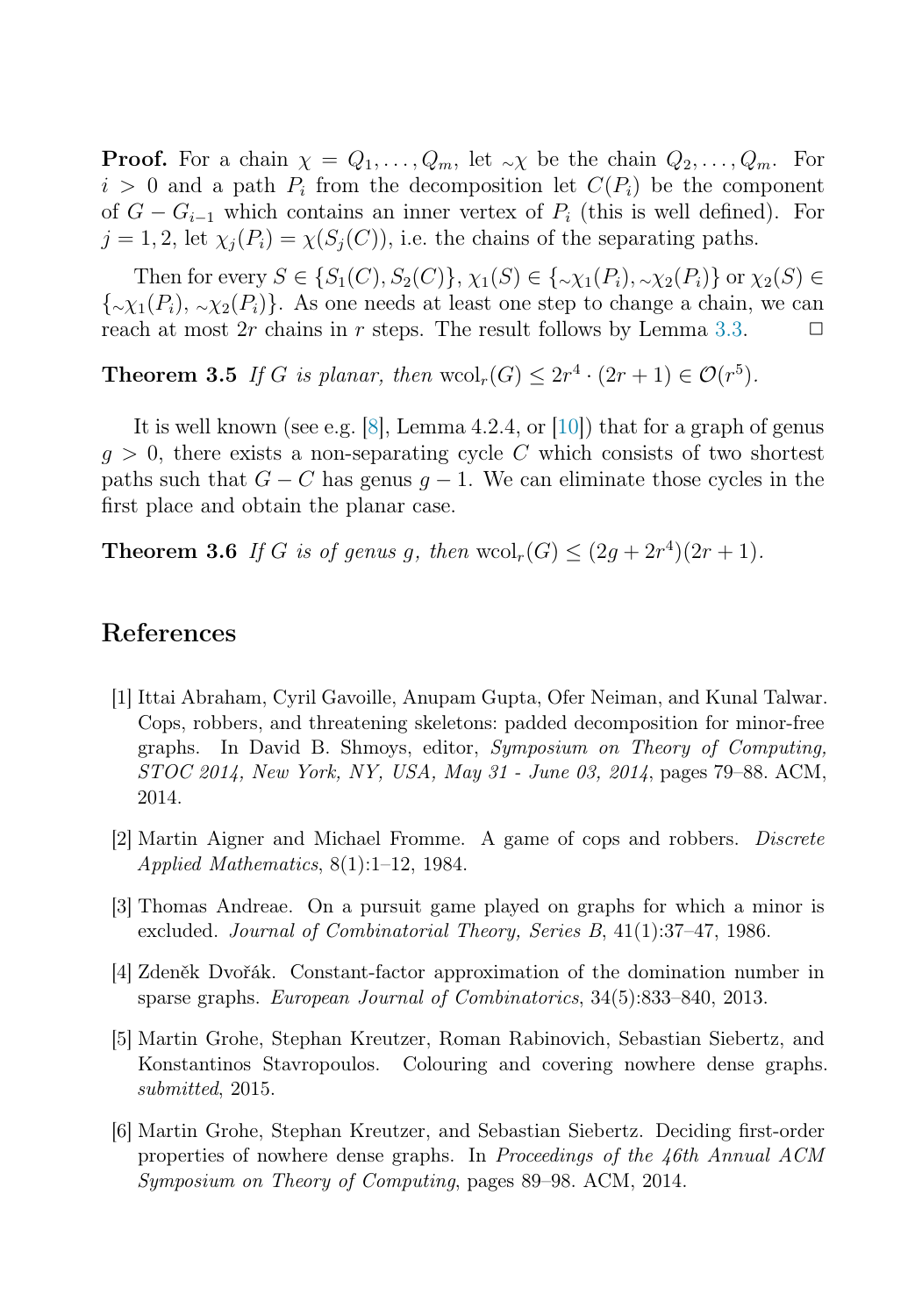**Proof.** For a chain $\chi = Q_1, \ldots, Q_m$, let $\sim\!\chi$ be the chain $Q_2, \ldots, Q_m$. For $i > 0$ and a path $P_i$ from the decomposition let $C(P_i)$ be the component of $G - G_{i-1}$ which contains an inner vertex of $P_i$ (this is well defined). For $j = 1, 2$, let $\chi_j(P_i) = \chi(S_j(C))$, i.e. the chains of the separating paths.

Then for every $S \in \{S_1(C), S_2(C)\}$, $\chi_1(S) \in \{\sim\!\chi_1(P_i), \sim\!\chi_2(P_i)\}$ or $\chi_2(S) \in \{\sim\!\chi_1(P_i), \sim\!\chi_2(P_i)\}$. As one needs at least one step to change a chain, we can reach at most $2r$ chains in $r$ steps. The result follows by Lemma 3.3. □

**Theorem 3.5** *If $G$ is planar, then* $\mathrm{wcol}_r(G) \leq 2r^4 \cdot (2r + 1) \in \mathcal{O}(r^5)$.

It is well known (see e.g. [8], Lemma 4.2.4, or [10]) that for a graph of genus $g > 0$, there exists a non-separating cycle $C$ which consists of two shortest paths such that $G - C$ has genus $g - 1$. We can eliminate those cycles in the first place and obtain the planar case.

**Theorem 3.6** *If $G$ is of genus $g$, then* $\mathrm{wcol}_r(G) \leq (2g + 2r^4)(2r + 1)$.

## References

[1] Ittai Abraham, Cyril Gavoille, Anupam Gupta, Ofer Neiman, and Kunal Talwar. Cops, robbers, and threatening skeletons: padded decomposition for minor-free graphs. In David B. Shmoys, editor, *Symposium on Theory of Computing, STOC 2014, New York, NY, USA, May 31 - June 03, 2014*, pages 79–88. ACM, 2014.

[2] Martin Aigner and Michael Fromme. A game of cops and robbers. *Discrete Applied Mathematics*, 8(1):1–12, 1984.

[3] Thomas Andreae. On a pursuit game played on graphs for which a minor is excluded. *Journal of Combinatorial Theory, Series B*, 41(1):37–47, 1986.

[4] Zdeněk Dvořák. Constant-factor approximation of the domination number in sparse graphs. *European Journal of Combinatorics*, 34(5):833–840, 2013.

[5] Martin Grohe, Stephan Kreutzer, Roman Rabinovich, Sebastian Siebertz, and Konstantinos Stavropoulos. Colouring and covering nowhere dense graphs. *submitted*, 2015.

[6] Martin Grohe, Stephan Kreutzer, and Sebastian Siebertz. Deciding first-order properties of nowhere dense graphs. In *Proceedings of the 46th Annual ACM Symposium on Theory of Computing*, pages 89–98. ACM, 2014.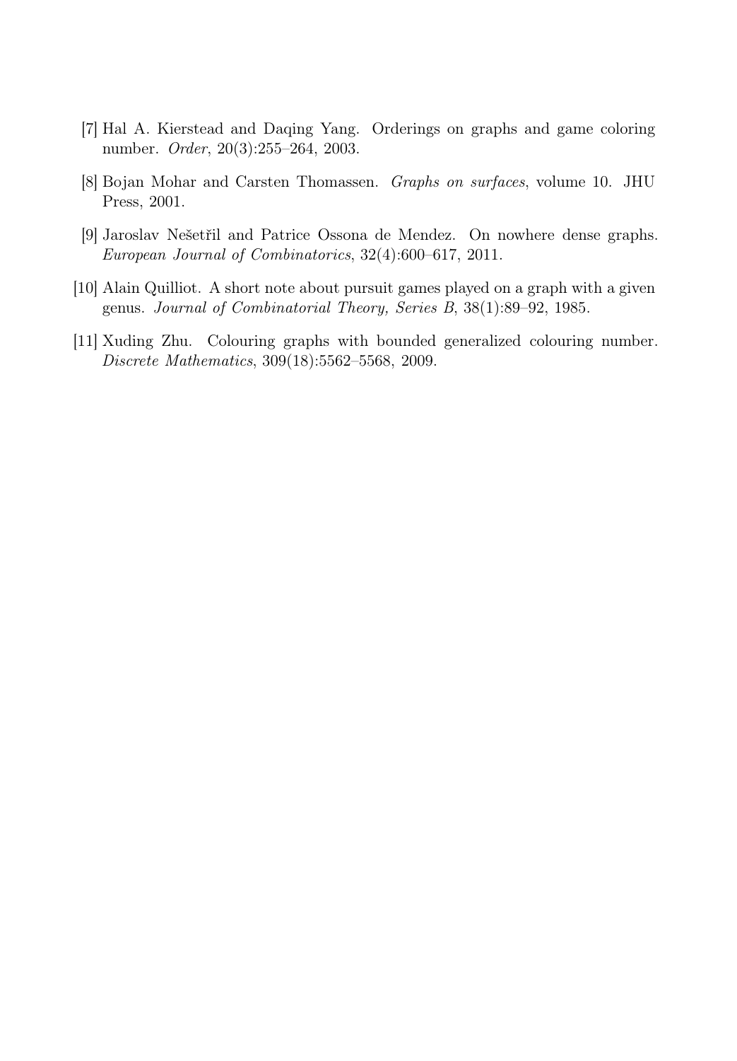[7] Hal A. Kierstead and Daqing Yang. Orderings on graphs and game coloring number. *Order*, 20(3):255–264, 2003.

[8] Bojan Mohar and Carsten Thomassen. *Graphs on surfaces*, volume 10. JHU Press, 2001.

[9] Jaroslav Nešetřil and Patrice Ossona de Mendez. On nowhere dense graphs. *European Journal of Combinatorics*, 32(4):600–617, 2011.

[10] Alain Quilliot. A short note about pursuit games played on a graph with a given genus. *Journal of Combinatorial Theory, Series B*, 38(1):89–92, 1985.

[11] Xuding Zhu. Colouring graphs with bounded generalized colouring number. *Discrete Mathematics*, 309(18):5562–5568, 2009.